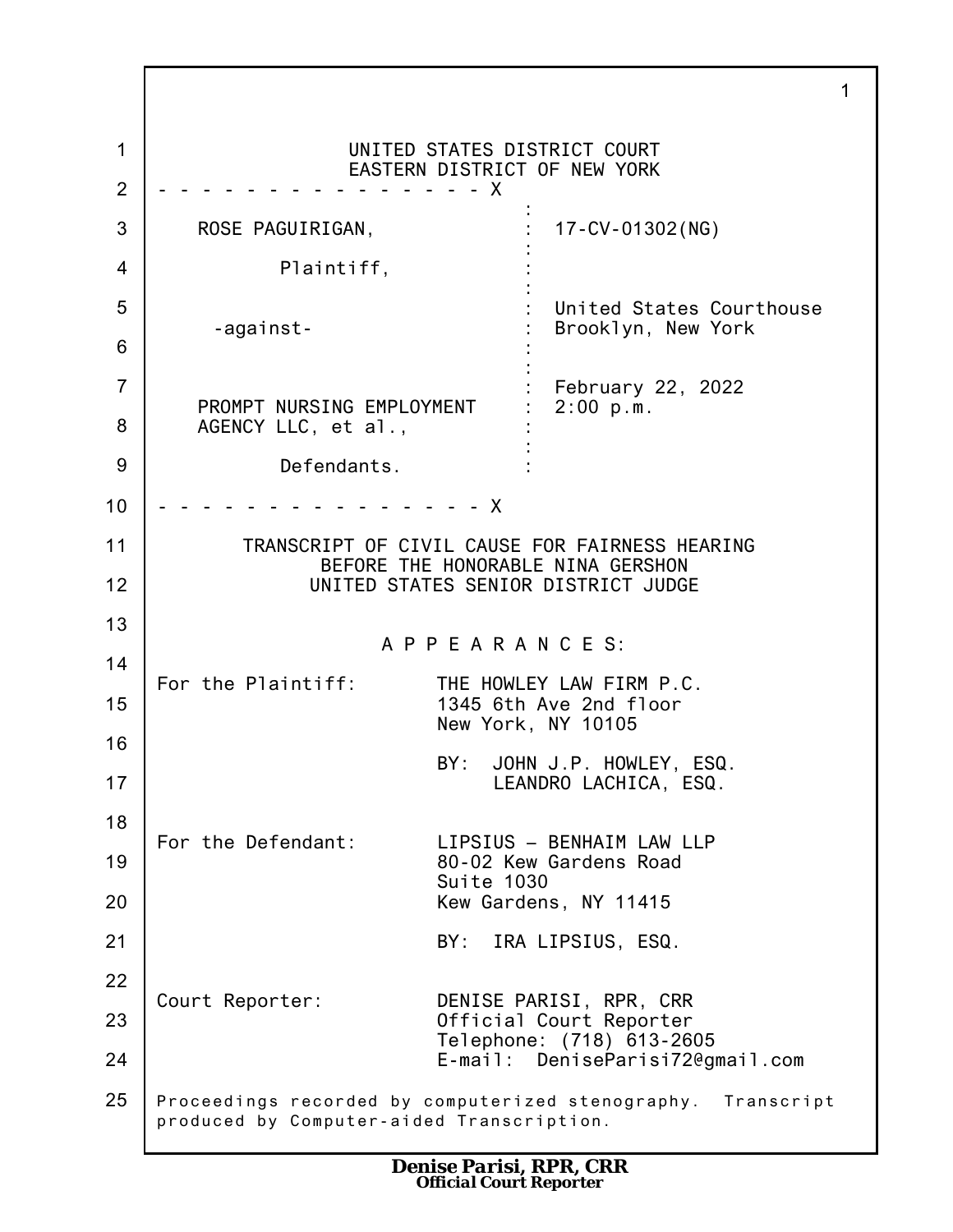UNITED STATES DISTRICT COURT
EASTERN DISTRICT OF NEW YORK

- - - - - - - - - - - - - - - - X

| | |
|---|---|
| ROSE PAGUIRIGAN, | 17-CV-01302(NG) |
| Plaintiff, | |
| -against- | United States Courthouse Brooklyn, New York |
| PROMPT NURSING EMPLOYMENT AGENCY LLC, et al., | February 22, 2022 2:00 p.m. |
| Defendants. | |

- - - - - - - - - - - - - - - - X

TRANSCRIPT OF CIVIL CAUSE FOR FAIRNESS HEARING
BEFORE THE HONORABLE NINA GERSHON
UNITED STATES SENIOR DISTRICT JUDGE

A P P E A R A N C E S:

For the Plaintiff: THE HOWLEY LAW FIRM P.C.
1345 6th Ave 2nd floor
New York, NY 10105

BY: JOHN J.P. HOWLEY, ESQ.
LEANDRO LACHICA, ESQ.

For the Defendant: LIPSIUS – BENHAIM LAW LLP
80-02 Kew Gardens Road
Suite 1030
Kew Gardens, NY 11415

BY: IRA LIPSIUS, ESQ.

Court Reporter: DENISE PARISI, RPR, CRR
Official Court Reporter
Telephone: (718) 613-2605
E-mail: DeniseParisi72@gmail.com

Proceedings recorded by computerized stenography. Transcript produced by Computer-aided Transcription.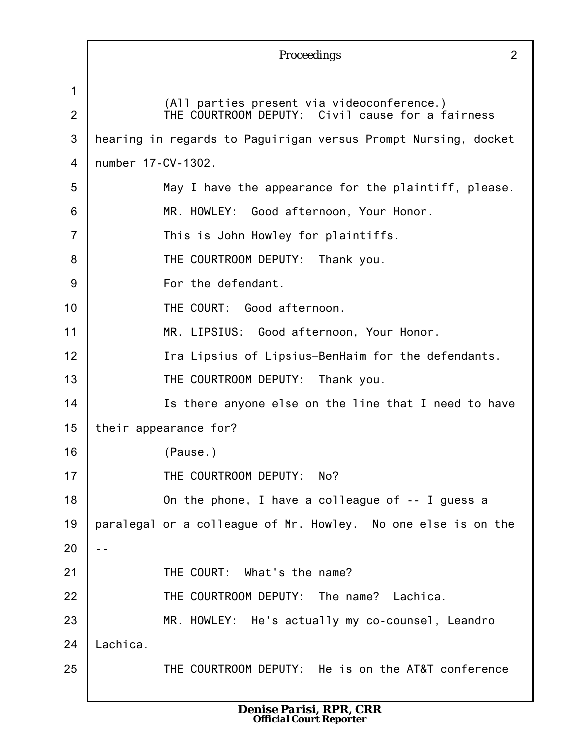(All parties present via videoconference.)

THE COURTROOM DEPUTY: Civil cause for a fairness hearing in regards to Paguirigan versus Prompt Nursing, docket number 17-CV-1302.

May I have the appearance for the plaintiff, please.

MR. HOWLEY: Good afternoon, Your Honor.

This is John Howley for plaintiffs.

THE COURTROOM DEPUTY: Thank you.

For the defendant.

THE COURT: Good afternoon.

MR. LIPSIUS: Good afternoon, Your Honor.

Ira Lipsius of Lipsius–BenHaim for the defendants.

THE COURTROOM DEPUTY: Thank you.

Is there anyone else on the line that I need to have their appearance for?

(Pause.)

THE COURTROOM DEPUTY: No?

On the phone, I have a colleague of -- I guess a paralegal or a colleague of Mr. Howley. No one else is on the --

THE COURT: What's the name?

THE COURTROOM DEPUTY: The name? Lachica.

MR. HOWLEY: He's actually my co-counsel, Leandro Lachica.

THE COURTROOM DEPUTY: He is on the AT&T conference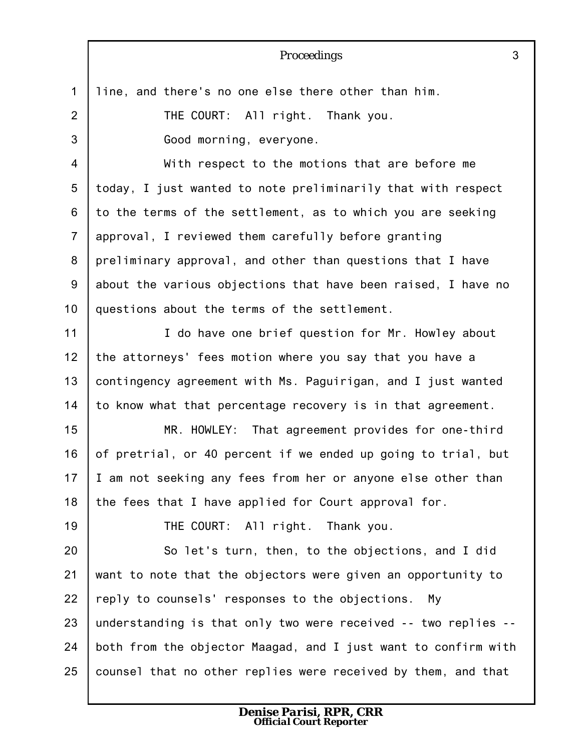line, and there's no one else there other than him.

THE COURT: All right. Thank you.

Good morning, everyone.

With respect to the motions that are before me today, I just wanted to note preliminarily that with respect to the terms of the settlement, as to which you are seeking approval, I reviewed them carefully before granting preliminary approval, and other than questions that I have about the various objections that have been raised, I have no questions about the terms of the settlement.

I do have one brief question for Mr. Howley about the attorneys' fees motion where you say that you have a contingency agreement with Ms. Paguirigan, and I just wanted to know what that percentage recovery is in that agreement.

MR. HOWLEY: That agreement provides for one-third of pretrial, or 40 percent if we ended up going to trial, but I am not seeking any fees from her or anyone else other than the fees that I have applied for Court approval for.

THE COURT: All right. Thank you.

So let's turn, then, to the objections, and I did want to note that the objectors were given an opportunity to reply to counsels' responses to the objections. My understanding is that only two were received -- two replies -- both from the objector Maagad, and I just want to confirm with counsel that no other replies were received by them, and that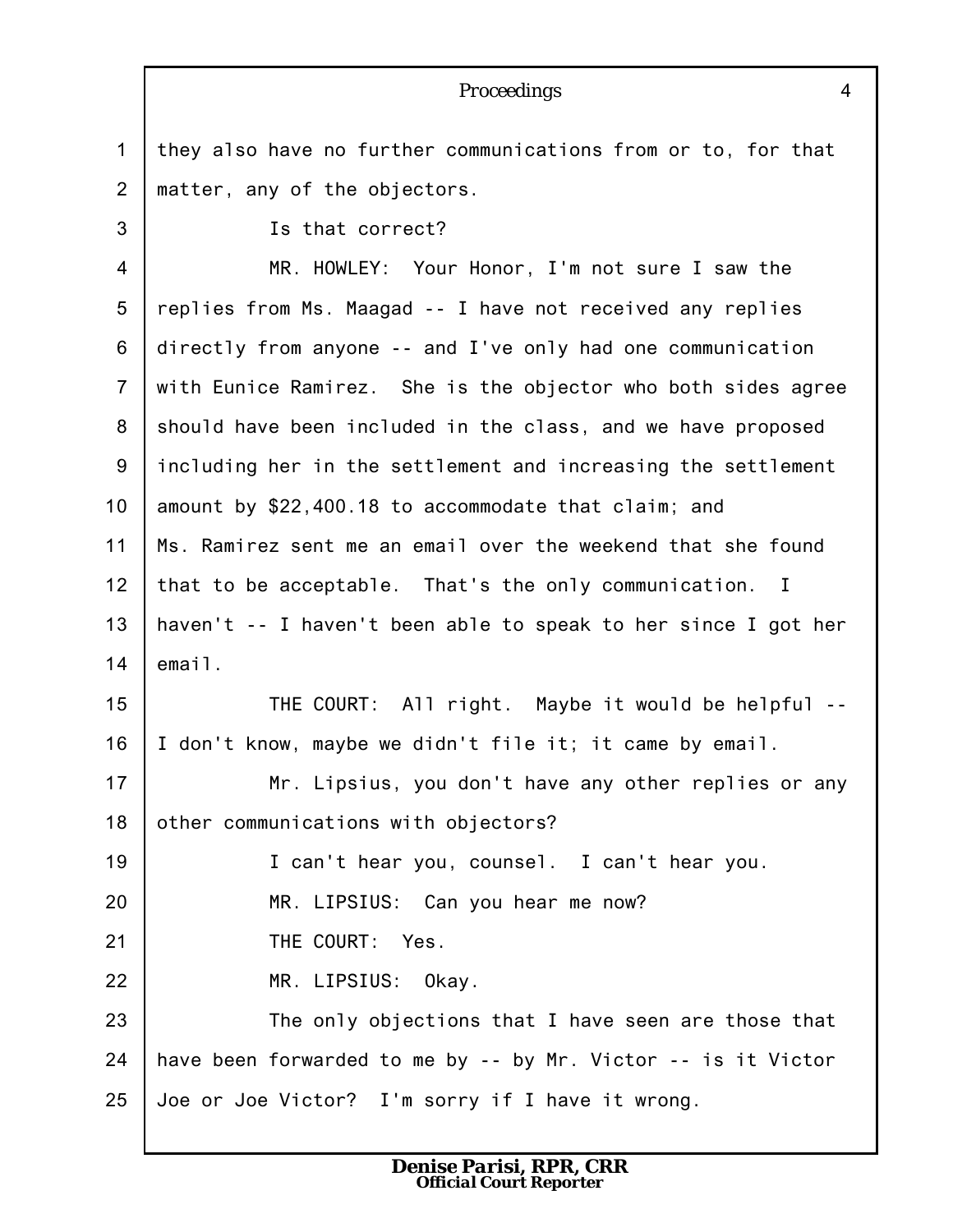they also have no further communications from or to, for that matter, any of the objectors.

Is that correct?

MR. HOWLEY: Your Honor, I'm not sure I saw the replies from Ms. Maagad -- I have not received any replies directly from anyone -- and I've only had one communication with Eunice Ramirez. She is the objector who both sides agree should have been included in the class, and we have proposed including her in the settlement and increasing the settlement amount by $22,400.18 to accommodate that claim; and Ms. Ramirez sent me an email over the weekend that she found that to be acceptable. That's the only communication. I haven't -- I haven't been able to speak to her since I got her email.

THE COURT: All right. Maybe it would be helpful -- I don't know, maybe we didn't file it; it came by email.

Mr. Lipsius, you don't have any other replies or any other communications with objectors?

I can't hear you, counsel. I can't hear you.

MR. LIPSIUS: Can you hear me now?

THE COURT: Yes.

MR. LIPSIUS: Okay.

The only objections that I have seen are those that have been forwarded to me by -- by Mr. Victor -- is it Victor Joe or Joe Victor? I'm sorry if I have it wrong.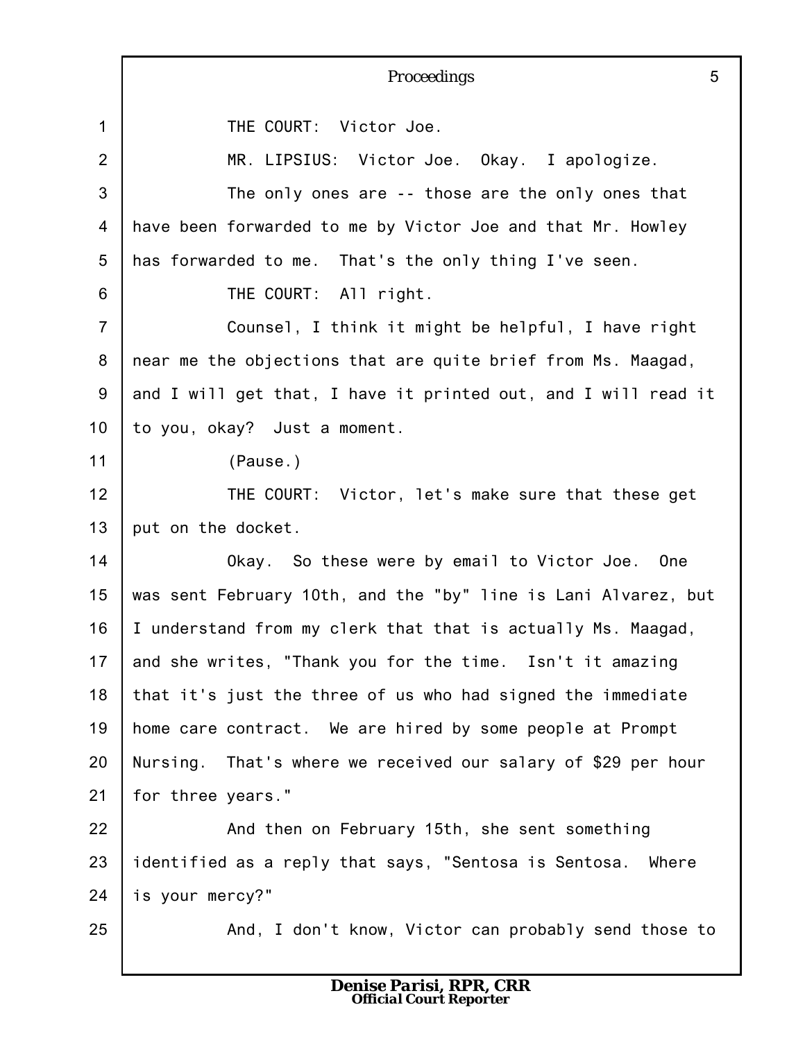THE COURT: Victor Joe.

MR. LIPSIUS: Victor Joe. Okay. I apologize.

The only ones are -- those are the only ones that have been forwarded to me by Victor Joe and that Mr. Howley has forwarded to me. That's the only thing I've seen.

THE COURT: All right.

Counsel, I think it might be helpful, I have right near me the objections that are quite brief from Ms. Maagad, and I will get that, I have it printed out, and I will read it to you, okay? Just a moment.

(Pause.)

THE COURT: Victor, let's make sure that these get put on the docket.

Okay. So these were by email to Victor Joe. One was sent February 10th, and the "by" line is Lani Alvarez, but I understand from my clerk that that is actually Ms. Maagad, and she writes, "Thank you for the time. Isn't it amazing that it's just the three of us who had signed the immediate home care contract. We are hired by some people at Prompt Nursing. That's where we received our salary of $29 per hour for three years."

And then on February 15th, she sent something identified as a reply that says, "Sentosa is Sentosa. Where is your mercy?"

And, I don't know, Victor can probably send those to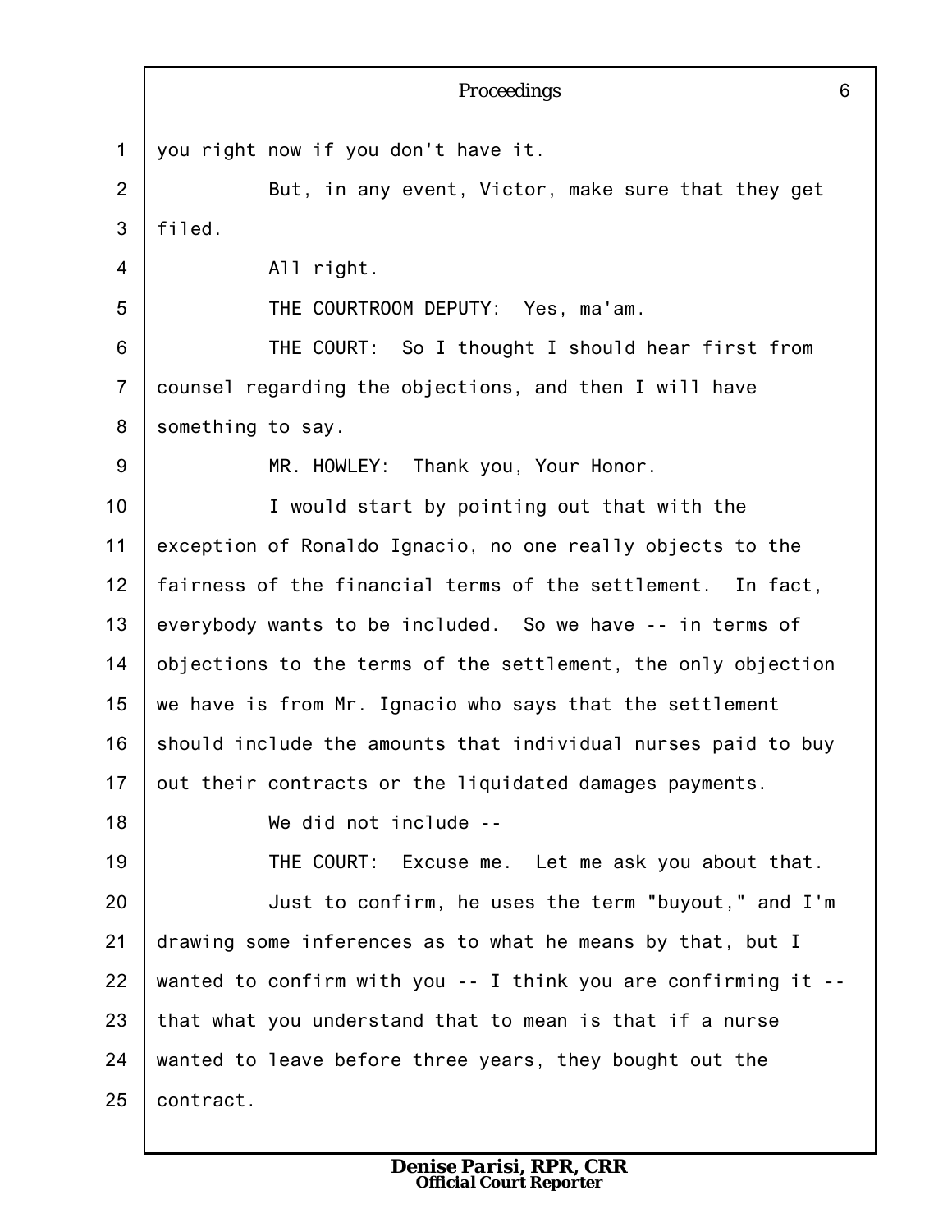you right now if you don't have it.

But, in any event, Victor, make sure that they get filed.

All right.

THE COURTROOM DEPUTY: Yes, ma'am.

THE COURT: So I thought I should hear first from counsel regarding the objections, and then I will have something to say.

MR. HOWLEY: Thank you, Your Honor.

I would start by pointing out that with the exception of Ronaldo Ignacio, no one really objects to the fairness of the financial terms of the settlement. In fact, everybody wants to be included. So we have -- in terms of objections to the terms of the settlement, the only objection we have is from Mr. Ignacio who says that the settlement should include the amounts that individual nurses paid to buy out their contracts or the liquidated damages payments.

We did not include --

THE COURT: Excuse me. Let me ask you about that.

Just to confirm, he uses the term "buyout," and I'm drawing some inferences as to what he means by that, but I wanted to confirm with you -- I think you are confirming it -- that what you understand that to mean is that if a nurse wanted to leave before three years, they bought out the contract.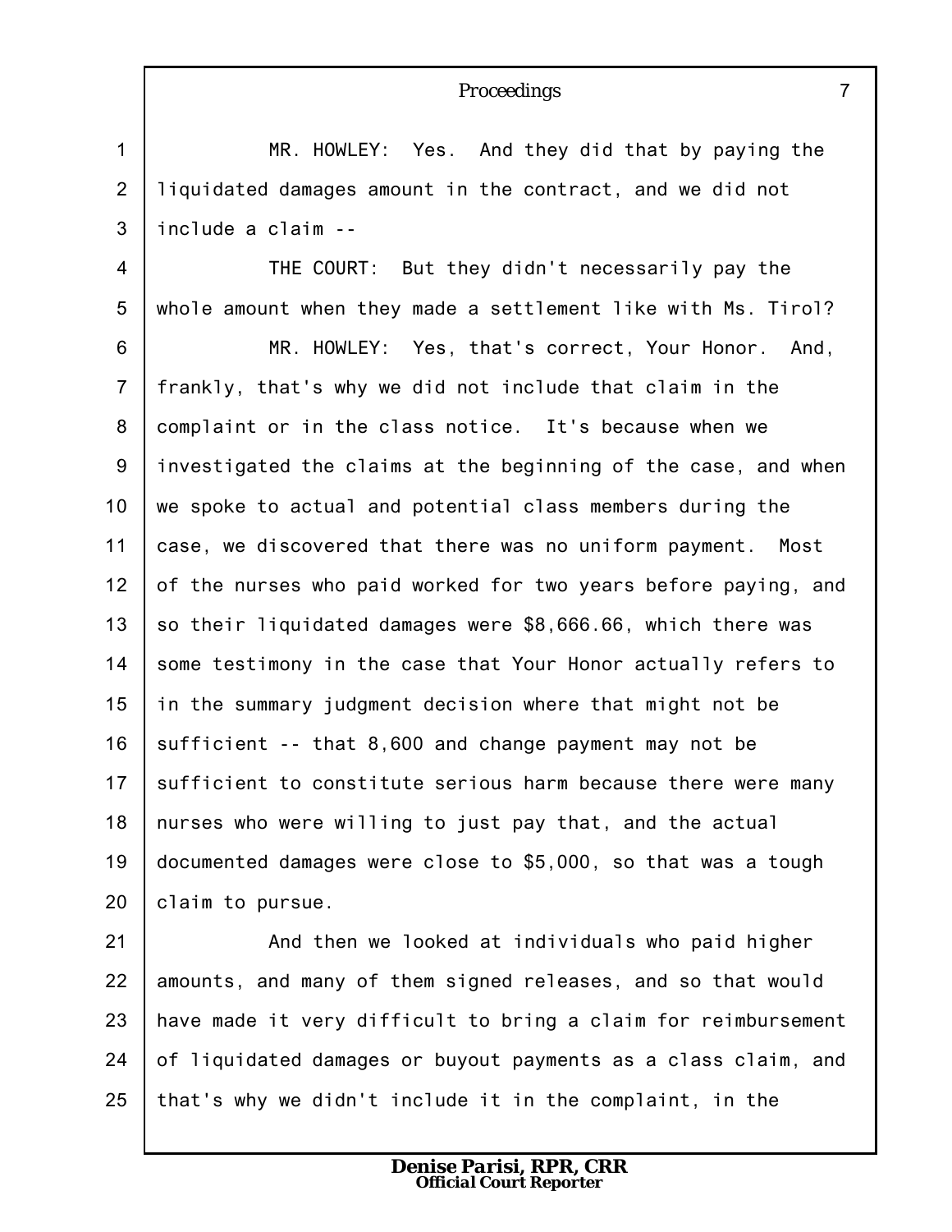MR. HOWLEY: Yes. And they did that by paying the liquidated damages amount in the contract, and we did not include a claim --

THE COURT: But they didn't necessarily pay the whole amount when they made a settlement like with Ms. Tirol?

MR. HOWLEY: Yes, that's correct, Your Honor. And, frankly, that's why we did not include that claim in the complaint or in the class notice. It's because when we investigated the claims at the beginning of the case, and when we spoke to actual and potential class members during the case, we discovered that there was no uniform payment. Most of the nurses who paid worked for two years before paying, and so their liquidated damages were $8,666.66, which there was some testimony in the case that Your Honor actually refers to in the summary judgment decision where that might not be sufficient -- that 8,600 and change payment may not be sufficient to constitute serious harm because there were many nurses who were willing to just pay that, and the actual documented damages were close to $5,000, so that was a tough claim to pursue.

And then we looked at individuals who paid higher amounts, and many of them signed releases, and so that would have made it very difficult to bring a claim for reimbursement of liquidated damages or buyout payments as a class claim, and that's why we didn't include it in the complaint, in the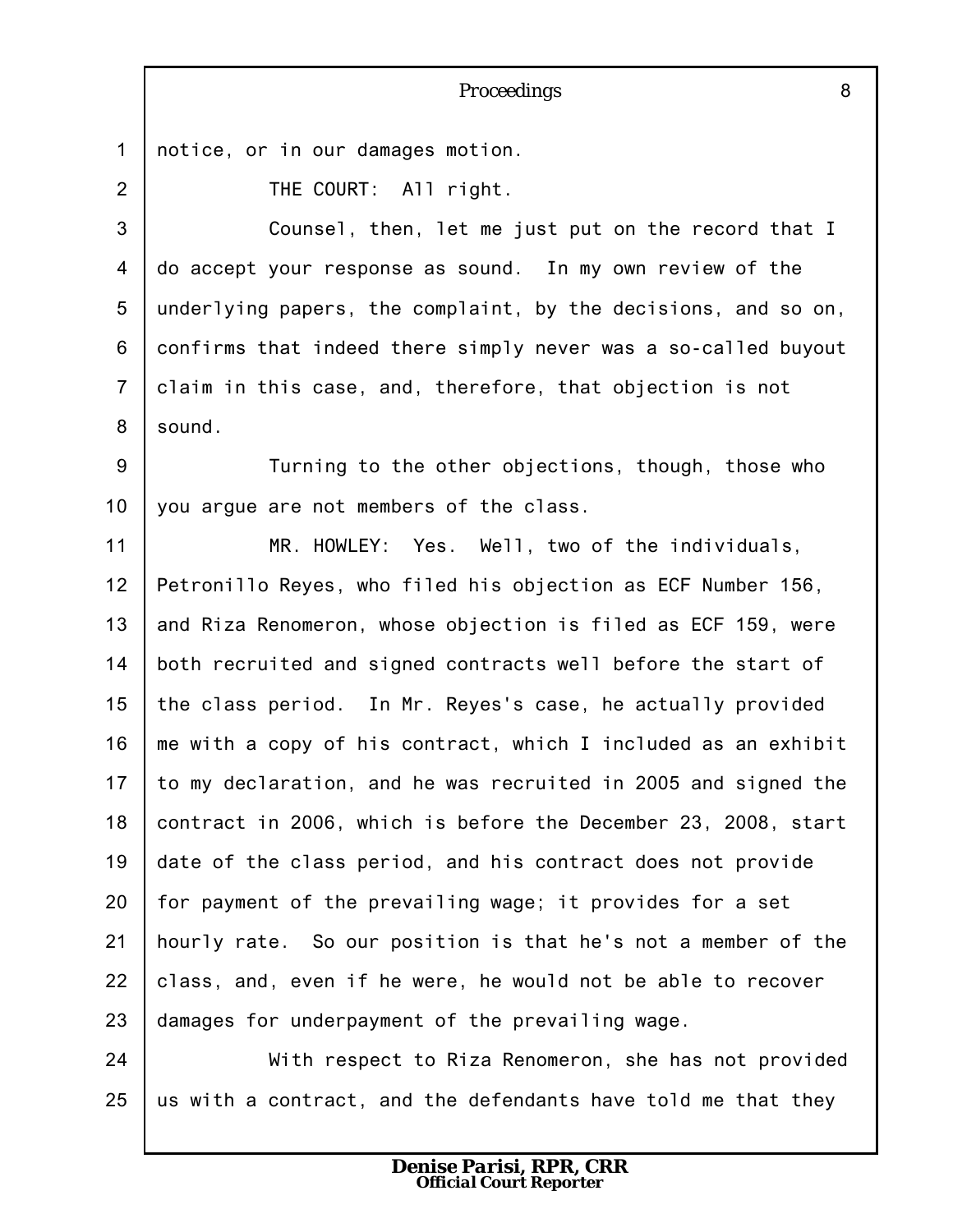notice, or in our damages motion.

THE COURT: All right.

Counsel, then, let me just put on the record that I do accept your response as sound. In my own review of the underlying papers, the complaint, by the decisions, and so on, confirms that indeed there simply never was a so-called buyout claim in this case, and, therefore, that objection is not sound.

Turning to the other objections, though, those who you argue are not members of the class.

MR. HOWLEY: Yes. Well, two of the individuals, Petronillo Reyes, who filed his objection as ECF Number 156, and Riza Renomeron, whose objection is filed as ECF 159, were both recruited and signed contracts well before the start of the class period. In Mr. Reyes's case, he actually provided me with a copy of his contract, which I included as an exhibit to my declaration, and he was recruited in 2005 and signed the contract in 2006, which is before the December 23, 2008, start date of the class period, and his contract does not provide for payment of the prevailing wage; it provides for a set hourly rate. So our position is that he's not a member of the class, and, even if he were, he would not be able to recover damages for underpayment of the prevailing wage.

With respect to Riza Renomeron, she has not provided us with a contract, and the defendants have told me that they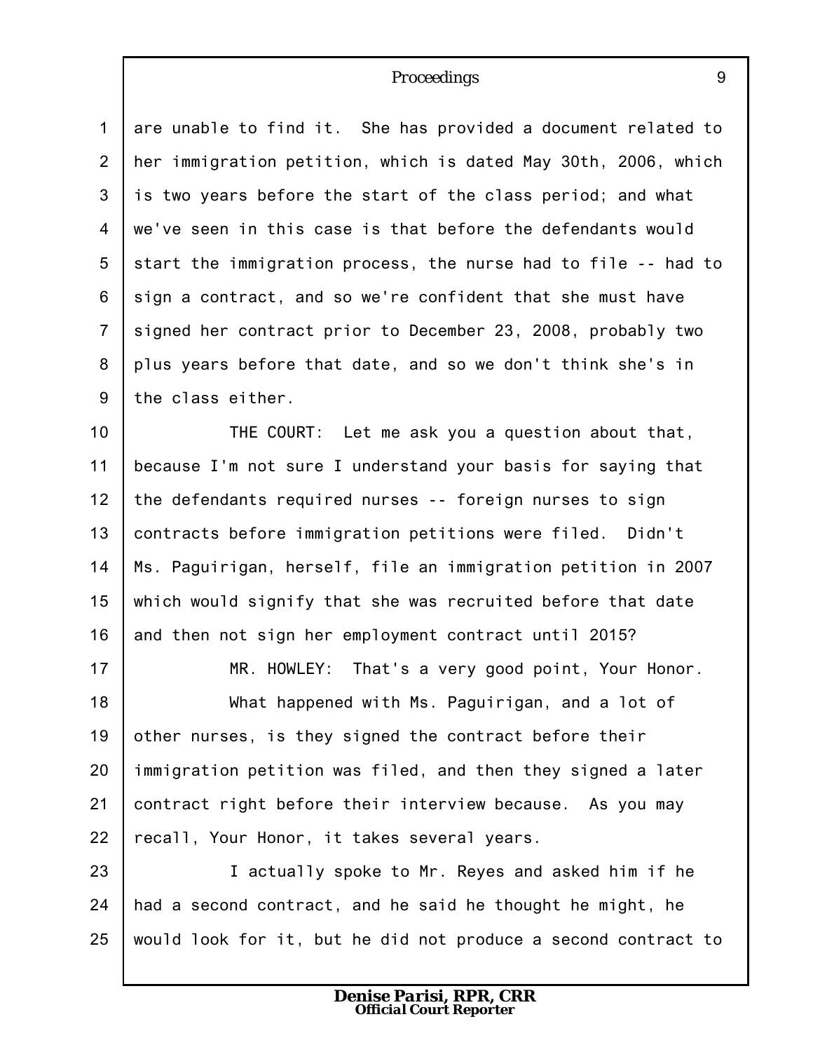are unable to find it. She has provided a document related to her immigration petition, which is dated May 30th, 2006, which is two years before the start of the class period; and what we've seen in this case is that before the defendants would start the immigration process, the nurse had to file -- had to sign a contract, and so we're confident that she must have signed her contract prior to December 23, 2008, probably two plus years before that date, and so we don't think she's in the class either.

THE COURT: Let me ask you a question about that, because I'm not sure I understand your basis for saying that the defendants required nurses -- foreign nurses to sign contracts before immigration petitions were filed. Didn't Ms. Paguirigan, herself, file an immigration petition in 2007 which would signify that she was recruited before that date and then not sign her employment contract until 2015?

MR. HOWLEY: That's a very good point, Your Honor.

What happened with Ms. Paguirigan, and a lot of other nurses, is they signed the contract before their immigration petition was filed, and then they signed a later contract right before their interview because. As you may recall, Your Honor, it takes several years.

I actually spoke to Mr. Reyes and asked him if he had a second contract, and he said he thought he might, he would look for it, but he did not produce a second contract to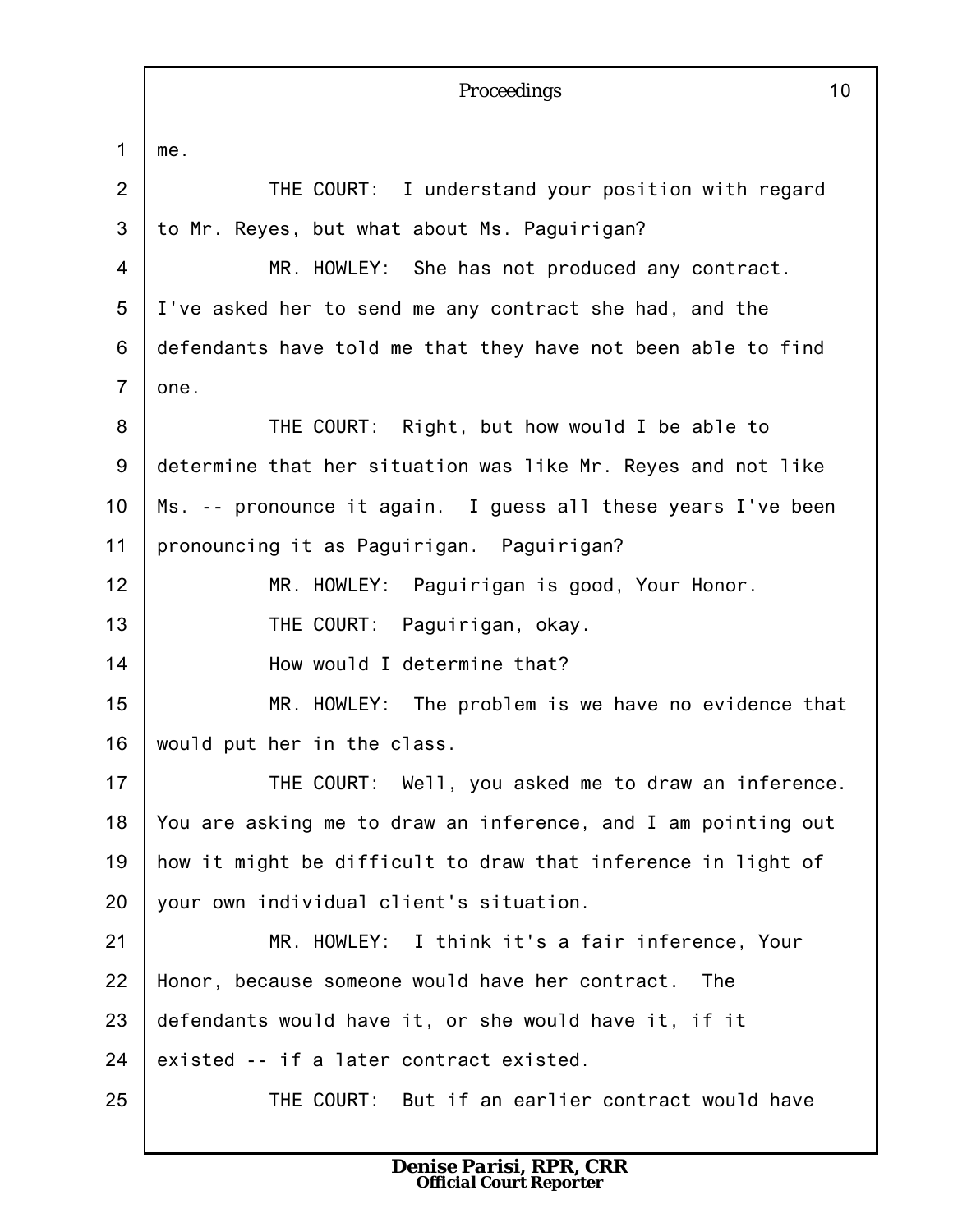me.

THE COURT: I understand your position with regard to Mr. Reyes, but what about Ms. Paguirigan?

MR. HOWLEY: She has not produced any contract. I've asked her to send me any contract she had, and the defendants have told me that they have not been able to find one.

THE COURT: Right, but how would I be able to determine that her situation was like Mr. Reyes and not like Ms. -- pronounce it again. I guess all these years I've been pronouncing it as Paguirigan. Paguirigan?

MR. HOWLEY: Paguirigan is good, Your Honor.

THE COURT: Paguirigan, okay.

How would I determine that?

MR. HOWLEY: The problem is we have no evidence that would put her in the class.

THE COURT: Well, you asked me to draw an inference. You are asking me to draw an inference, and I am pointing out how it might be difficult to draw that inference in light of your own individual client's situation.

MR. HOWLEY: I think it's a fair inference, Your Honor, because someone would have her contract. The defendants would have it, or she would have it, if it existed -- if a later contract existed.

THE COURT: But if an earlier contract would have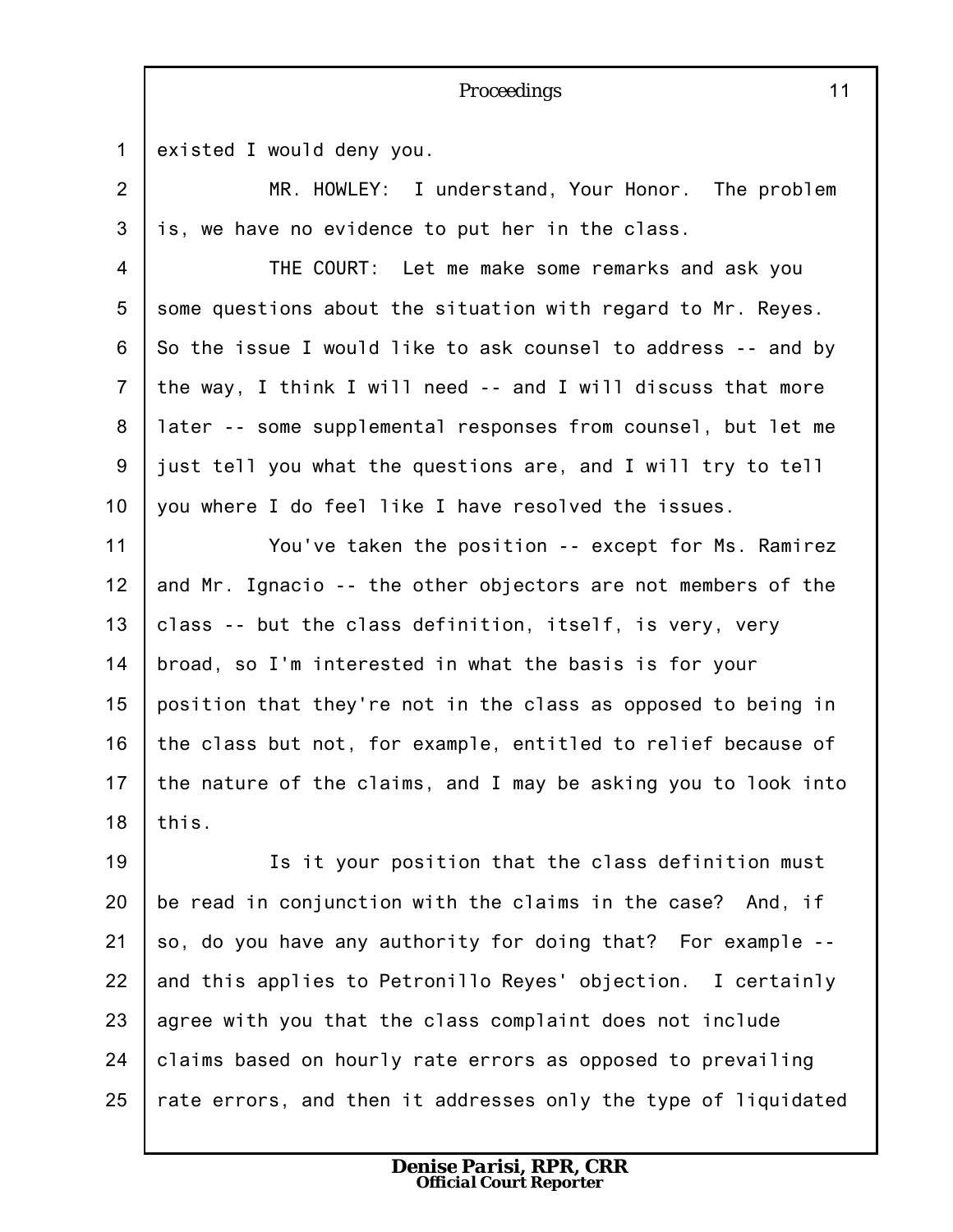existed I would deny you.

MR. HOWLEY: I understand, Your Honor. The problem is, we have no evidence to put her in the class.

THE COURT: Let me make some remarks and ask you some questions about the situation with regard to Mr. Reyes. So the issue I would like to ask counsel to address -- and by the way, I think I will need -- and I will discuss that more later -- some supplemental responses from counsel, but let me just tell you what the questions are, and I will try to tell you where I do feel like I have resolved the issues.

You've taken the position -- except for Ms. Ramirez and Mr. Ignacio -- the other objectors are not members of the class -- but the class definition, itself, is very, very broad, so I'm interested in what the basis is for your position that they're not in the class as opposed to being in the class but not, for example, entitled to relief because of the nature of the claims, and I may be asking you to look into this.

Is it your position that the class definition must be read in conjunction with the claims in the case? And, if so, do you have any authority for doing that? For example -- and this applies to Petronillo Reyes' objection. I certainly agree with you that the class complaint does not include claims based on hourly rate errors as opposed to prevailing rate errors, and then it addresses only the type of liquidated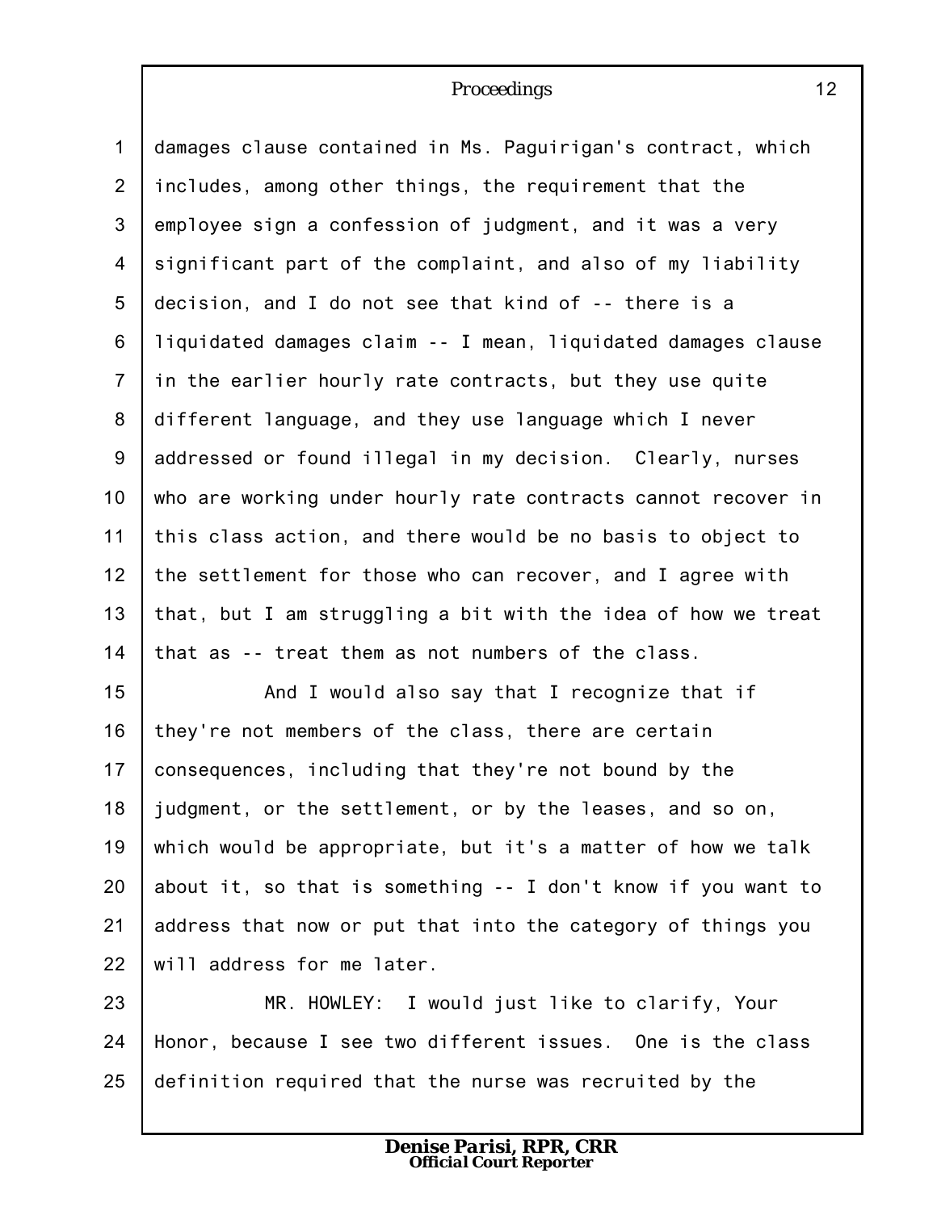damages clause contained in Ms. Paguirigan's contract, which includes, among other things, the requirement that the employee sign a confession of judgment, and it was a very significant part of the complaint, and also of my liability decision, and I do not see that kind of -- there is a liquidated damages claim -- I mean, liquidated damages clause in the earlier hourly rate contracts, but they use quite different language, and they use language which I never addressed or found illegal in my decision. Clearly, nurses who are working under hourly rate contracts cannot recover in this class action, and there would be no basis to object to the settlement for those who can recover, and I agree with that, but I am struggling a bit with the idea of how we treat that as -- treat them as not numbers of the class.

And I would also say that I recognize that if they're not members of the class, there are certain consequences, including that they're not bound by the judgment, or the settlement, or by the leases, and so on, which would be appropriate, but it's a matter of how we talk about it, so that is something -- I don't know if you want to address that now or put that into the category of things you will address for me later.

MR. HOWLEY: I would just like to clarify, Your Honor, because I see two different issues. One is the class definition required that the nurse was recruited by the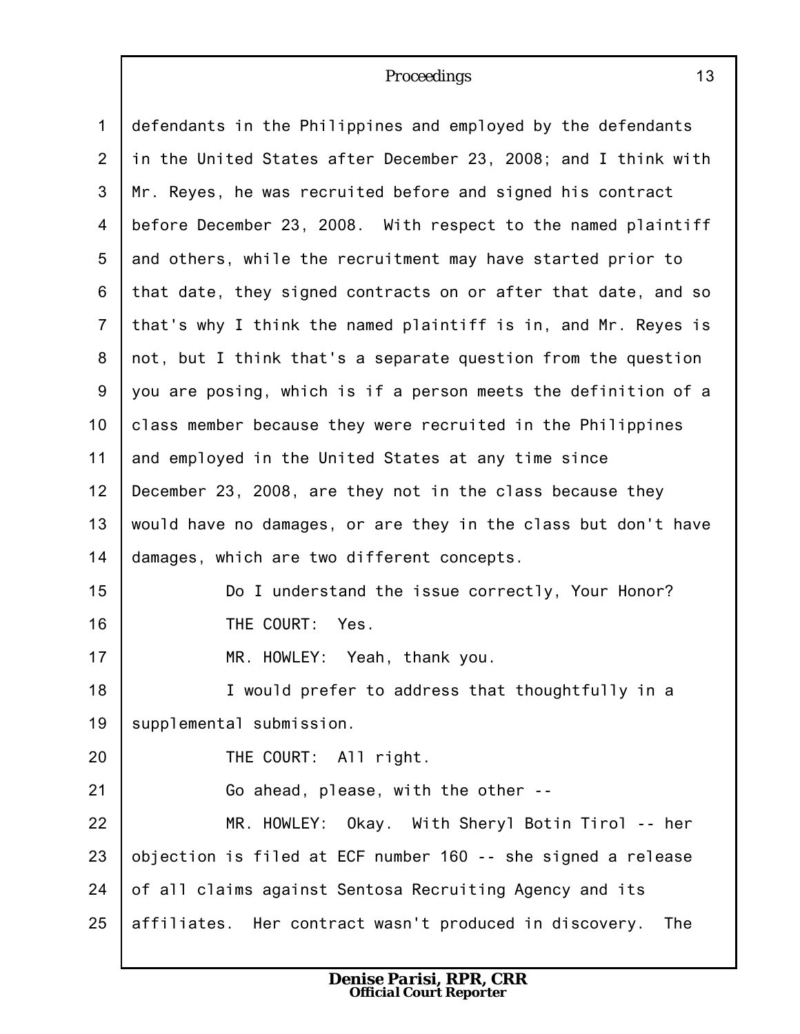defendants in the Philippines and employed by the defendants in the United States after December 23, 2008; and I think with Mr. Reyes, he was recruited before and signed his contract before December 23, 2008. With respect to the named plaintiff and others, while the recruitment may have started prior to that date, they signed contracts on or after that date, and so that's why I think the named plaintiff is in, and Mr. Reyes is not, but I think that's a separate question from the question you are posing, which is if a person meets the definition of a class member because they were recruited in the Philippines and employed in the United States at any time since December 23, 2008, are they not in the class because they would have no damages, or are they in the class but don't have damages, which are two different concepts.

Do I understand the issue correctly, Your Honor?

THE COURT: Yes.

MR. HOWLEY: Yeah, thank you.

I would prefer to address that thoughtfully in a supplemental submission.

THE COURT: All right.

Go ahead, please, with the other --

MR. HOWLEY: Okay. With Sheryl Botin Tirol -- her objection is filed at ECF number 160 -- she signed a release of all claims against Sentosa Recruiting Agency and its affiliates. Her contract wasn't produced in discovery. The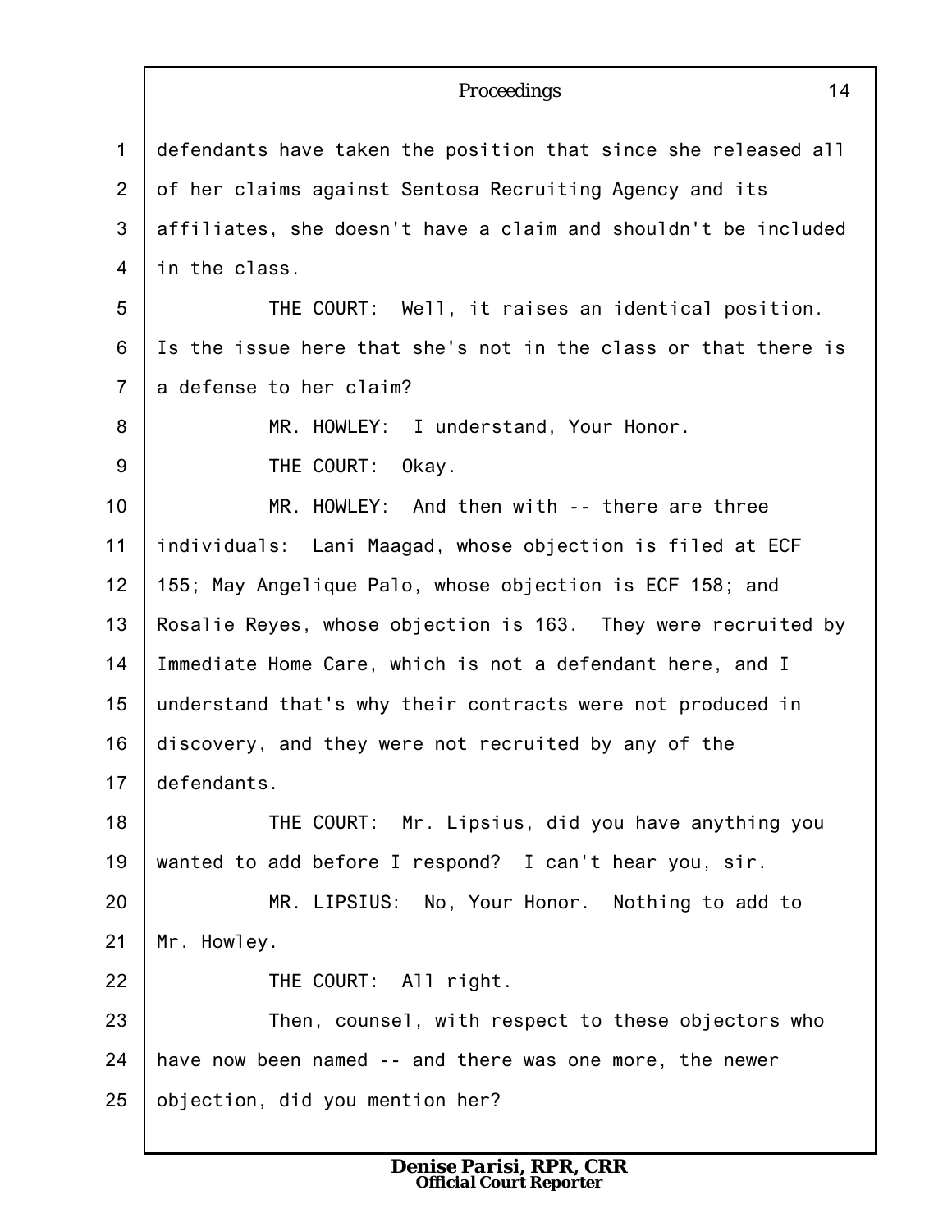defendants have taken the position that since she released all of her claims against Sentosa Recruiting Agency and its affiliates, she doesn't have a claim and shouldn't be included in the class.

THE COURT: Well, it raises an identical position. Is the issue here that she's not in the class or that there is a defense to her claim?

MR. HOWLEY: I understand, Your Honor.

THE COURT: Okay.

MR. HOWLEY: And then with -- there are three individuals: Lani Maagad, whose objection is filed at ECF 155; May Angelique Palo, whose objection is ECF 158; and Rosalie Reyes, whose objection is 163. They were recruited by Immediate Home Care, which is not a defendant here, and I understand that's why their contracts were not produced in discovery, and they were not recruited by any of the defendants.

THE COURT: Mr. Lipsius, did you have anything you wanted to add before I respond? I can't hear you, sir.

MR. LIPSIUS: No, Your Honor. Nothing to add to Mr. Howley.

THE COURT: All right.

Then, counsel, with respect to these objectors who have now been named -- and there was one more, the newer objection, did you mention her?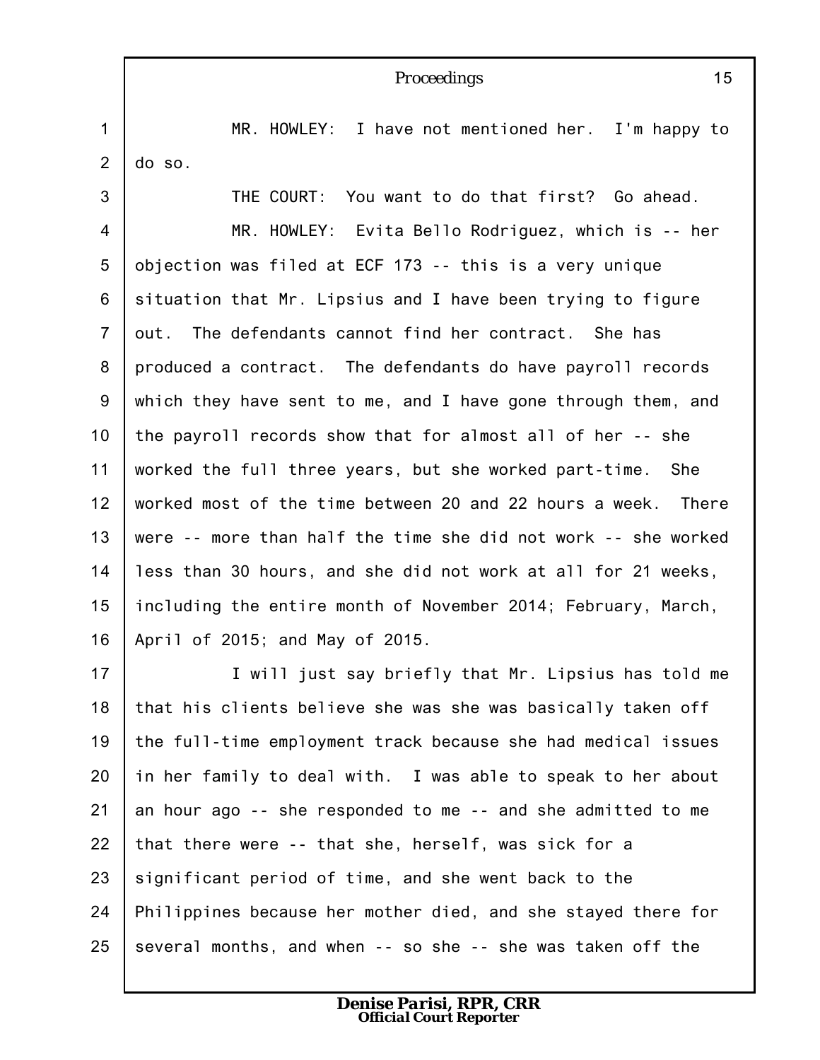MR. HOWLEY: I have not mentioned her. I'm happy to do so.

THE COURT: You want to do that first? Go ahead.

MR. HOWLEY: Evita Bello Rodriguez, which is -- her objection was filed at ECF 173 -- this is a very unique situation that Mr. Lipsius and I have been trying to figure out. The defendants cannot find her contract. She has produced a contract. The defendants do have payroll records which they have sent to me, and I have gone through them, and the payroll records show that for almost all of her -- she worked the full three years, but she worked part-time. She worked most of the time between 20 and 22 hours a week. There were -- more than half the time she did not work -- she worked less than 30 hours, and she did not work at all for 21 weeks, including the entire month of November 2014; February, March, April of 2015; and May of 2015.

I will just say briefly that Mr. Lipsius has told me that his clients believe she was she was basically taken off the full-time employment track because she had medical issues in her family to deal with. I was able to speak to her about an hour ago -- she responded to me -- and she admitted to me that there were -- that she, herself, was sick for a significant period of time, and she went back to the Philippines because her mother died, and she stayed there for several months, and when -- so she -- she was taken off the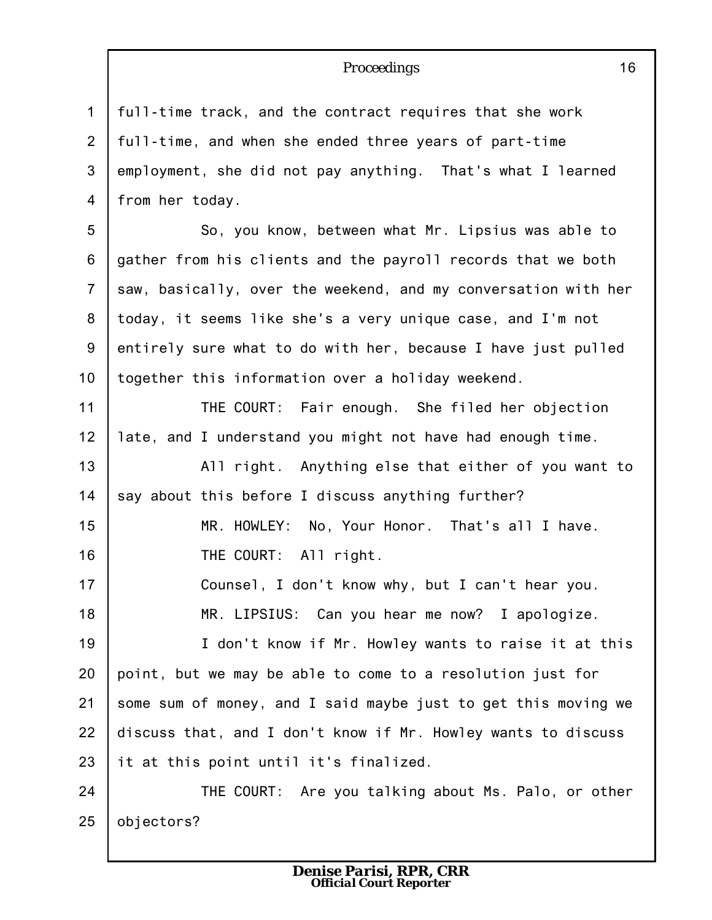full-time track, and the contract requires that she work full-time, and when she ended three years of part-time employment, she did not pay anything. That's what I learned from her today.

So, you know, between what Mr. Lipsius was able to gather from his clients and the payroll records that we both saw, basically, over the weekend, and my conversation with her today, it seems like she's a very unique case, and I'm not entirely sure what to do with her, because I have just pulled together this information over a holiday weekend.

THE COURT: Fair enough. She filed her objection late, and I understand you might not have had enough time.

All right. Anything else that either of you want to say about this before I discuss anything further?

MR. HOWLEY: No, Your Honor. That's all I have.

THE COURT: All right.

Counsel, I don't know why, but I can't hear you.

MR. LIPSIUS: Can you hear me now? I apologize.

I don't know if Mr. Howley wants to raise it at this point, but we may be able to come to a resolution just for some sum of money, and I said maybe just to get this moving we discuss that, and I don't know if Mr. Howley wants to discuss it at this point until it's finalized.

THE COURT: Are you talking about Ms. Palo, or other objectors?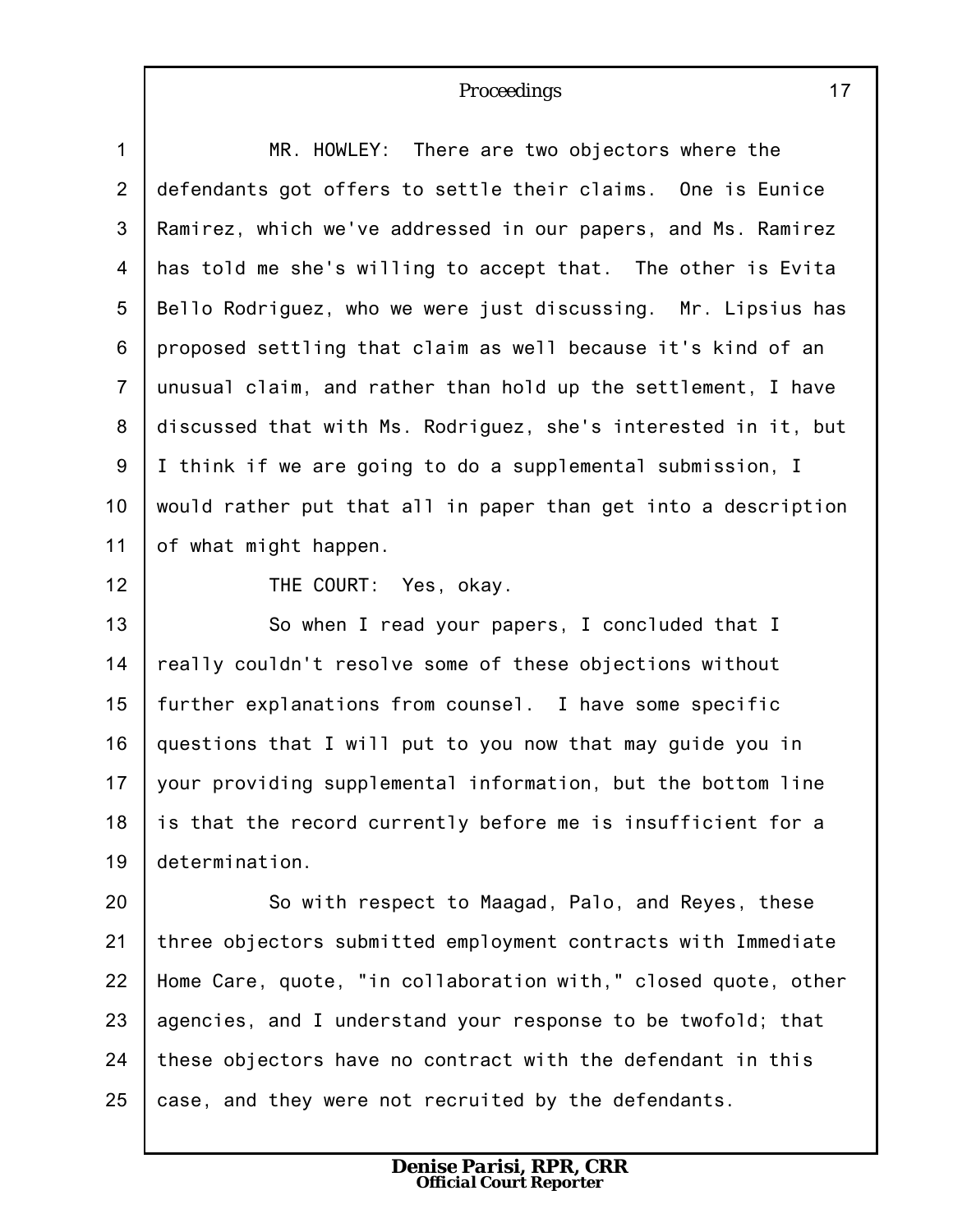MR. HOWLEY: There are two objectors where the defendants got offers to settle their claims. One is Eunice Ramirez, which we've addressed in our papers, and Ms. Ramirez has told me she's willing to accept that. The other is Evita Bello Rodriguez, who we were just discussing. Mr. Lipsius has proposed settling that claim as well because it's kind of an unusual claim, and rather than hold up the settlement, I have discussed that with Ms. Rodriguez, she's interested in it, but I think if we are going to do a supplemental submission, I would rather put that all in paper than get into a description of what might happen.

THE COURT: Yes, okay.

So when I read your papers, I concluded that I really couldn't resolve some of these objections without further explanations from counsel. I have some specific questions that I will put to you now that may guide you in your providing supplemental information, but the bottom line is that the record currently before me is insufficient for a determination.

So with respect to Maagad, Palo, and Reyes, these three objectors submitted employment contracts with Immediate Home Care, quote, "in collaboration with," closed quote, other agencies, and I understand your response to be twofold; that these objectors have no contract with the defendant in this case, and they were not recruited by the defendants.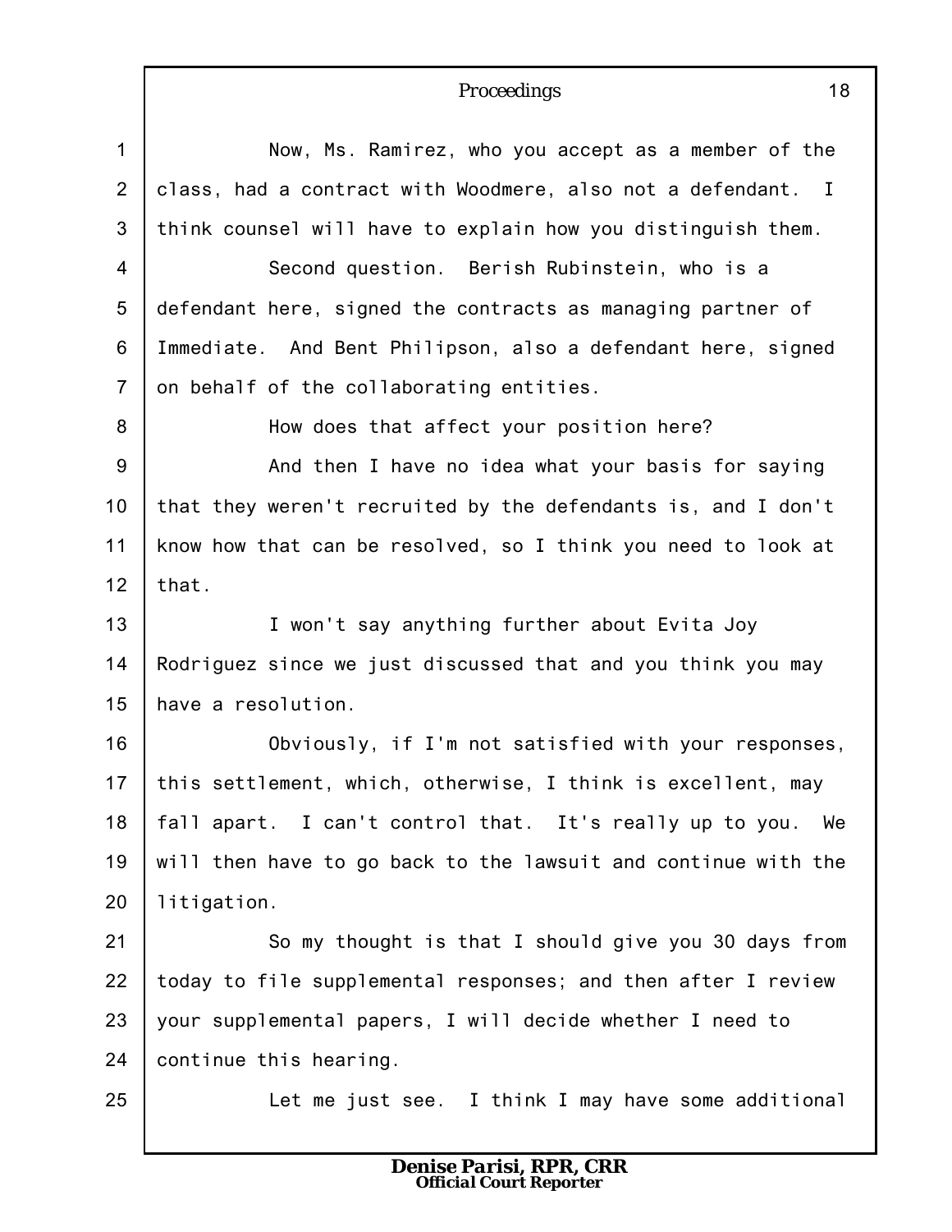Now, Ms. Ramirez, who you accept as a member of the class, had a contract with Woodmere, also not a defendant. I think counsel will have to explain how you distinguish them.

Second question. Berish Rubinstein, who is a defendant here, signed the contracts as managing partner of Immediate. And Bent Philipson, also a defendant here, signed on behalf of the collaborating entities.

How does that affect your position here?

And then I have no idea what your basis for saying that they weren't recruited by the defendants is, and I don't know how that can be resolved, so I think you need to look at that.

I won't say anything further about Evita Joy Rodriguez since we just discussed that and you think you may have a resolution.

Obviously, if I'm not satisfied with your responses, this settlement, which, otherwise, I think is excellent, may fall apart. I can't control that. It's really up to you. We will then have to go back to the lawsuit and continue with the litigation.

So my thought is that I should give you 30 days from today to file supplemental responses; and then after I review your supplemental papers, I will decide whether I need to continue this hearing.

Let me just see. I think I may have some additional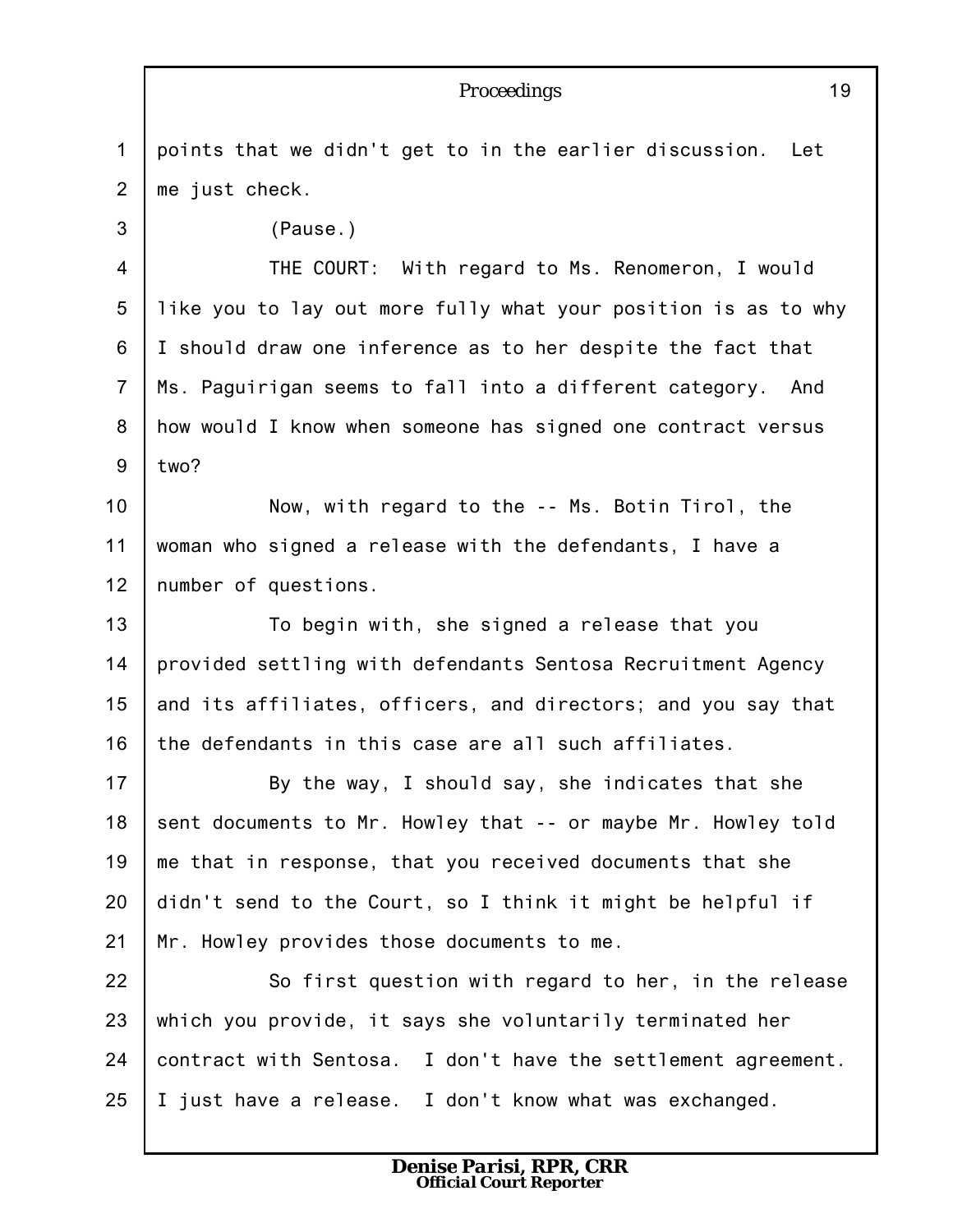points that we didn't get to in the earlier discussion. Let me just check.

(Pause.)

THE COURT: With regard to Ms. Renomeron, I would like you to lay out more fully what your position is as to why I should draw one inference as to her despite the fact that Ms. Paguirigan seems to fall into a different category. And how would I know when someone has signed one contract versus two?

Now, with regard to the -- Ms. Botin Tirol, the woman who signed a release with the defendants, I have a number of questions.

To begin with, she signed a release that you provided settling with defendants Sentosa Recruitment Agency and its affiliates, officers, and directors; and you say that the defendants in this case are all such affiliates.

By the way, I should say, she indicates that she sent documents to Mr. Howley that -- or maybe Mr. Howley told me that in response, that you received documents that she didn't send to the Court, so I think it might be helpful if Mr. Howley provides those documents to me.

So first question with regard to her, in the release which you provide, it says she voluntarily terminated her contract with Sentosa. I don't have the settlement agreement. I just have a release. I don't know what was exchanged.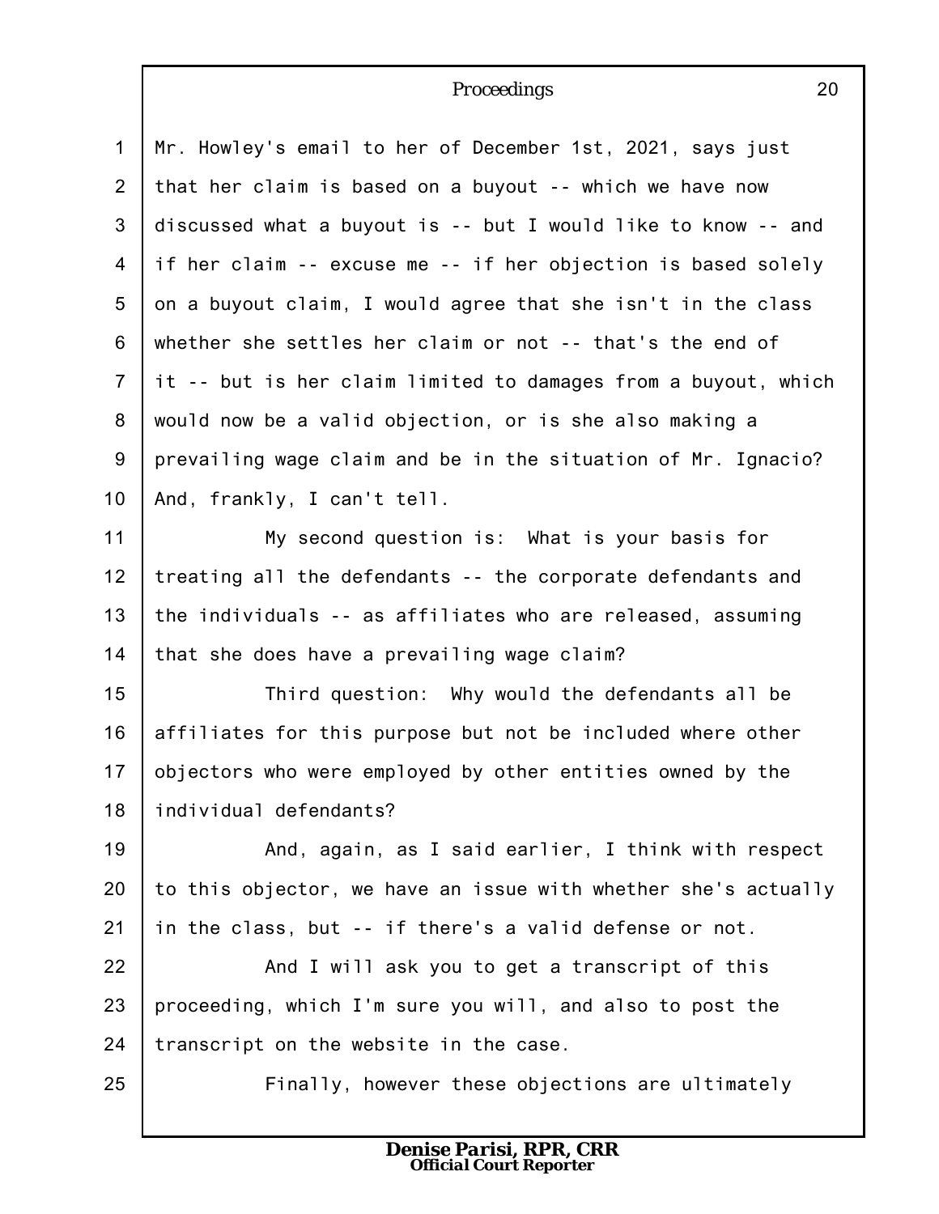Mr. Howley's email to her of December 1st, 2021, says just that her claim is based on a buyout -- which we have now discussed what a buyout is -- but I would like to know -- and if her claim -- excuse me -- if her objection is based solely on a buyout claim, I would agree that she isn't in the class whether she settles her claim or not -- that's the end of it -- but is her claim limited to damages from a buyout, which would now be a valid objection, or is she also making a prevailing wage claim and be in the situation of Mr. Ignacio? And, frankly, I can't tell.

My second question is: What is your basis for treating all the defendants -- the corporate defendants and the individuals -- as affiliates who are released, assuming that she does have a prevailing wage claim?

Third question: Why would the defendants all be affiliates for this purpose but not be included where other objectors who were employed by other entities owned by the individual defendants?

And, again, as I said earlier, I think with respect to this objector, we have an issue with whether she's actually in the class, but -- if there's a valid defense or not.

And I will ask you to get a transcript of this proceeding, which I'm sure you will, and also to post the transcript on the website in the case.

Finally, however these objections are ultimately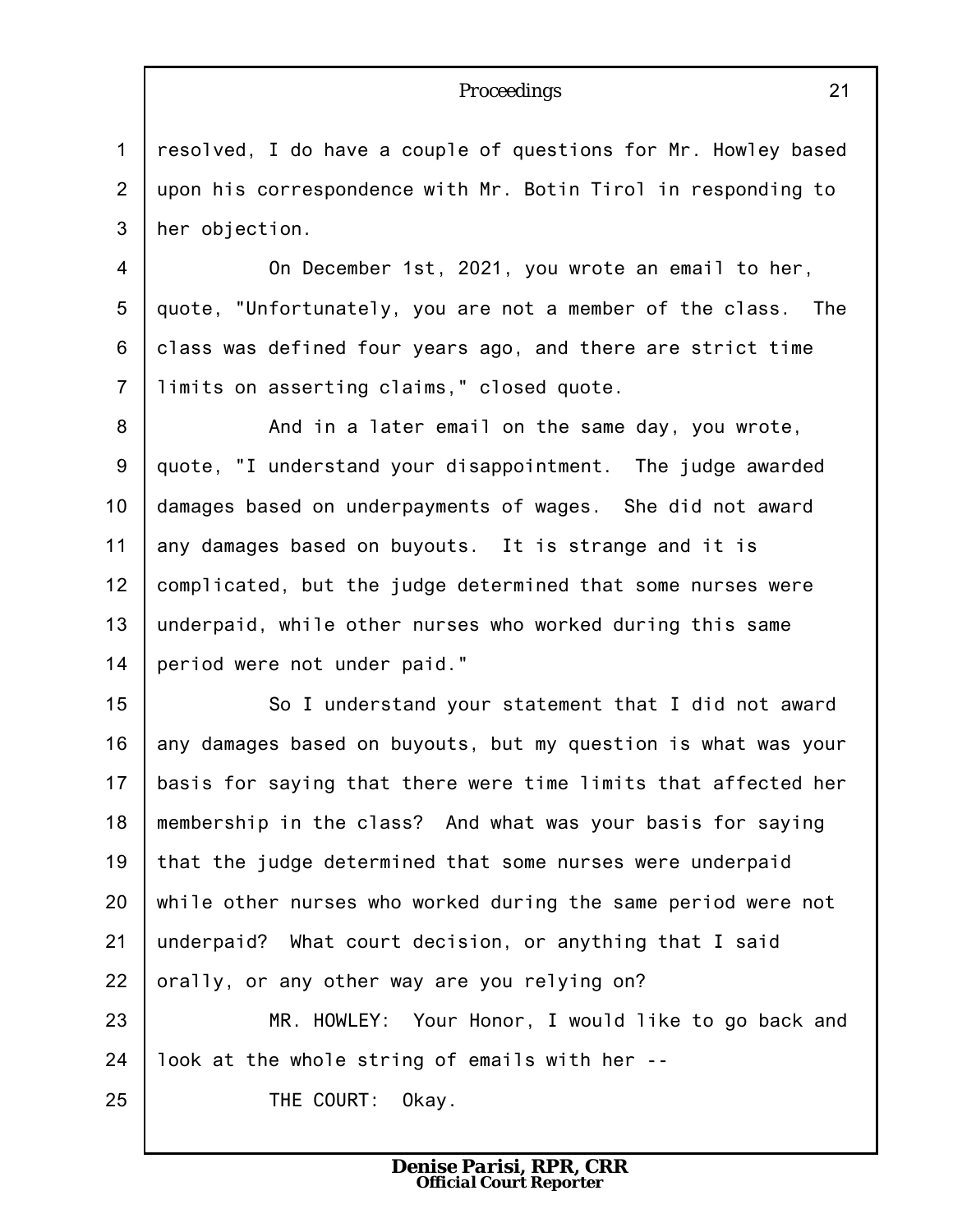resolved, I do have a couple of questions for Mr. Howley based upon his correspondence with Mr. Botin Tirol in responding to her objection.

On December 1st, 2021, you wrote an email to her, quote, "Unfortunately, you are not a member of the class. The class was defined four years ago, and there are strict time limits on asserting claims," closed quote.

And in a later email on the same day, you wrote, quote, "I understand your disappointment. The judge awarded damages based on underpayments of wages. She did not award any damages based on buyouts. It is strange and it is complicated, but the judge determined that some nurses were underpaid, while other nurses who worked during this same period were not under paid."

So I understand your statement that I did not award any damages based on buyouts, but my question is what was your basis for saying that there were time limits that affected her membership in the class? And what was your basis for saying that the judge determined that some nurses were underpaid while other nurses who worked during the same period were not underpaid? What court decision, or anything that I said orally, or any other way are you relying on?

MR. HOWLEY: Your Honor, I would like to go back and look at the whole string of emails with her --

THE COURT: Okay.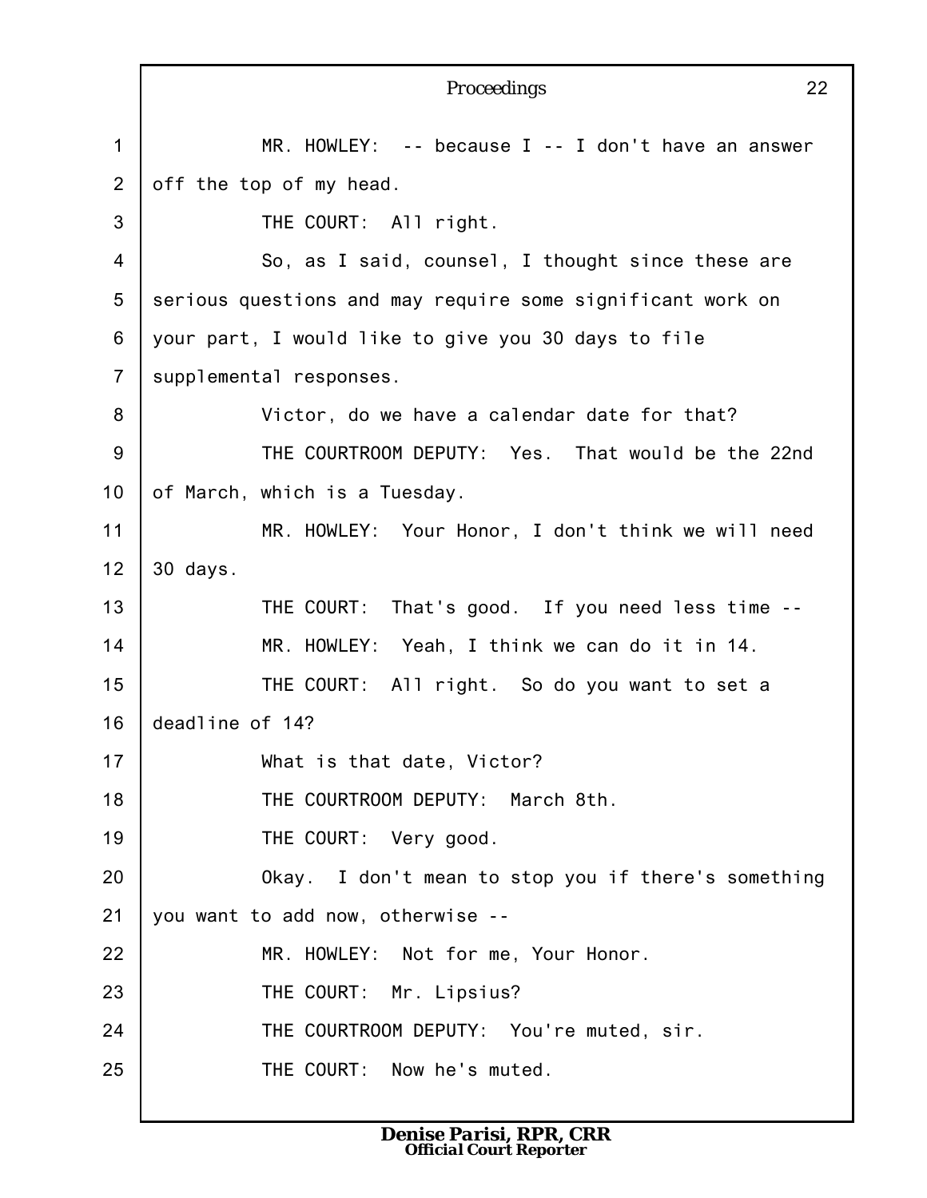MR. HOWLEY: -- because I -- I don't have an answer off the top of my head.

THE COURT: All right.

So, as I said, counsel, I thought since these are serious questions and may require some significant work on your part, I would like to give you 30 days to file supplemental responses.

Victor, do we have a calendar date for that?

THE COURTROOM DEPUTY: Yes. That would be the 22nd of March, which is a Tuesday.

MR. HOWLEY: Your Honor, I don't think we will need 30 days.

THE COURT: That's good. If you need less time --

MR. HOWLEY: Yeah, I think we can do it in 14.

THE COURT: All right. So do you want to set a deadline of 14?

What is that date, Victor?

THE COURTROOM DEPUTY: March 8th.

THE COURT: Very good.

Okay. I don't mean to stop you if there's something you want to add now, otherwise --

MR. HOWLEY: Not for me, Your Honor.

THE COURT: Mr. Lipsius?

THE COURTROOM DEPUTY: You're muted, sir.

THE COURT: Now he's muted.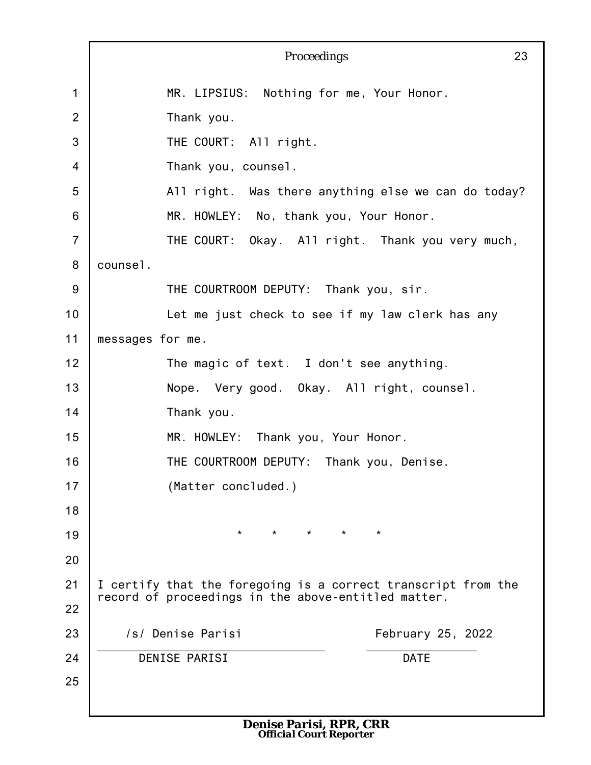MR. LIPSIUS: Nothing for me, Your Honor.

Thank you.

THE COURT: All right.

Thank you, counsel.

All right. Was there anything else we can do today?

MR. HOWLEY: No, thank you, Your Honor.

THE COURT: Okay. All right. Thank you very much, counsel.

THE COURTROOM DEPUTY: Thank you, sir.

Let me just check to see if my law clerk has any messages for me.

The magic of text. I don't see anything.

Nope. Very good. Okay. All right, counsel.

Thank you.

MR. HOWLEY: Thank you, Your Honor.

THE COURTROOM DEPUTY: Thank you, Denise.

(Matter concluded.)

\* \* \* \* \*

I certify that the foregoing is a correct transcript from the record of proceedings in the above-entitled matter.

/s/ Denise Parisi　　　　　　　　February 25, 2022

DENISE PARISI　　　　　　　　DATE